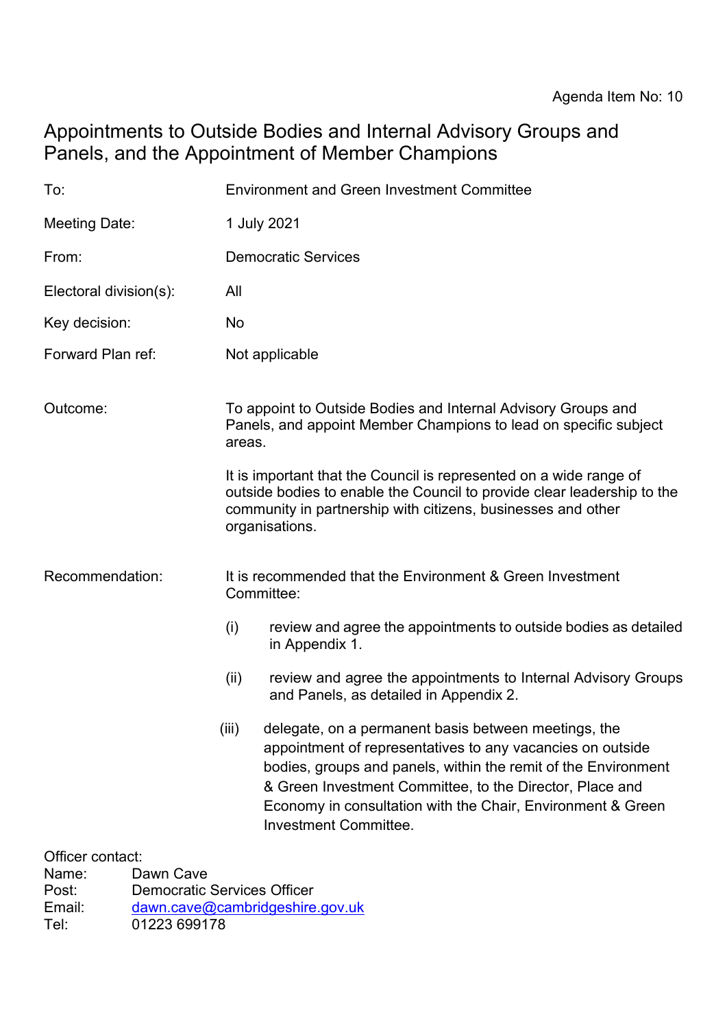Agenda Item No: 10

# Appointments to Outside Bodies and Internal Advisory Groups and Panels, and the Appointment of Member Champions

| | |
|---|---|
| To: | Environment and Green Investment Committee |
| Meeting Date: | 1 July 2021 |
| From: | Democratic Services |
| Electoral division(s): | All |
| Key decision: | No |
| Forward Plan ref: | Not applicable |

**Outcome:**

To appoint to Outside Bodies and Internal Advisory Groups and Panels, and appoint Member Champions to lead on specific subject areas.

It is important that the Council is represented on a wide range of outside bodies to enable the Council to provide clear leadership to the community in partnership with citizens, businesses and other organisations.

**Recommendation:**

It is recommended that the Environment & Green Investment Committee:

(i) review and agree the appointments to outside bodies as detailed in Appendix 1.

(ii) review and agree the appointments to Internal Advisory Groups and Panels, as detailed in Appendix 2.

(iii) delegate, on a permanent basis between meetings, the appointment of representatives to any vacancies on outside bodies, groups and panels, within the remit of the Environment & Green Investment Committee, to the Director, Place and Economy in consultation with the Chair, Environment & Green Investment Committee.

Officer contact:
Name: Dawn Cave
Post: Democratic Services Officer
Email: dawn.cave@cambridgeshire.gov.uk
Tel: 01223 699178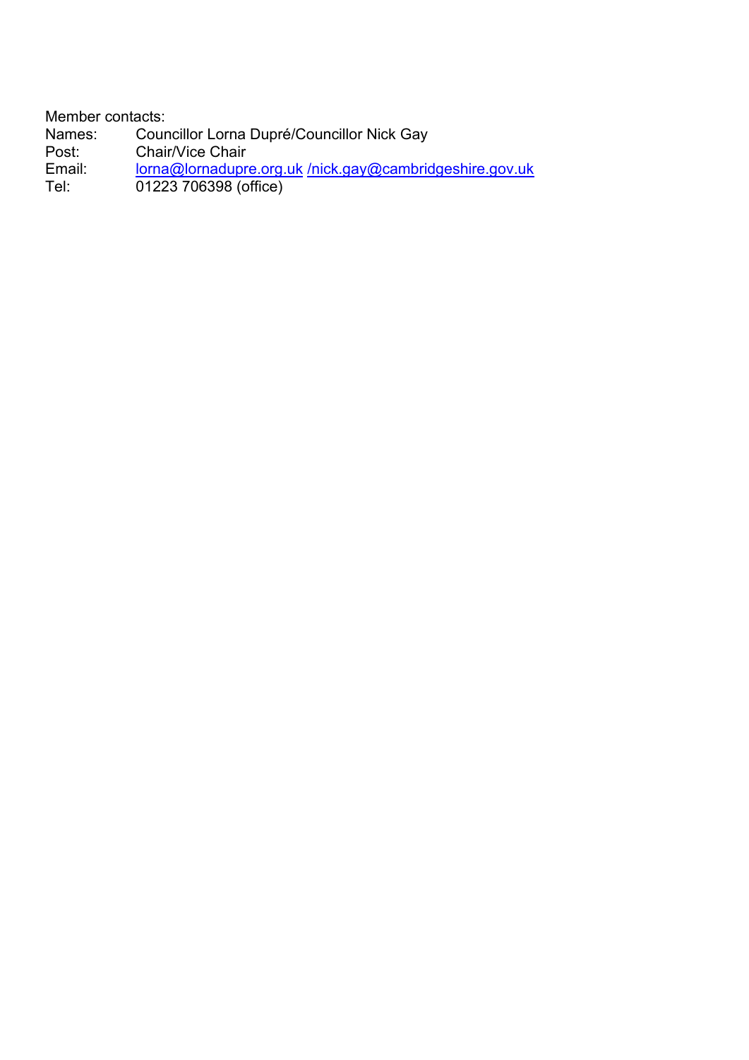Member contacts:

| | |
|---|---|
| Names: | Councillor Lorna Dupré/Councillor Nick Gay |
| Post: | Chair/Vice Chair |
| Email: | lorna@lornadupre.org.uk /nick.gay@cambridgeshire.gov.uk |
| Tel: | 01223 706398 (office) |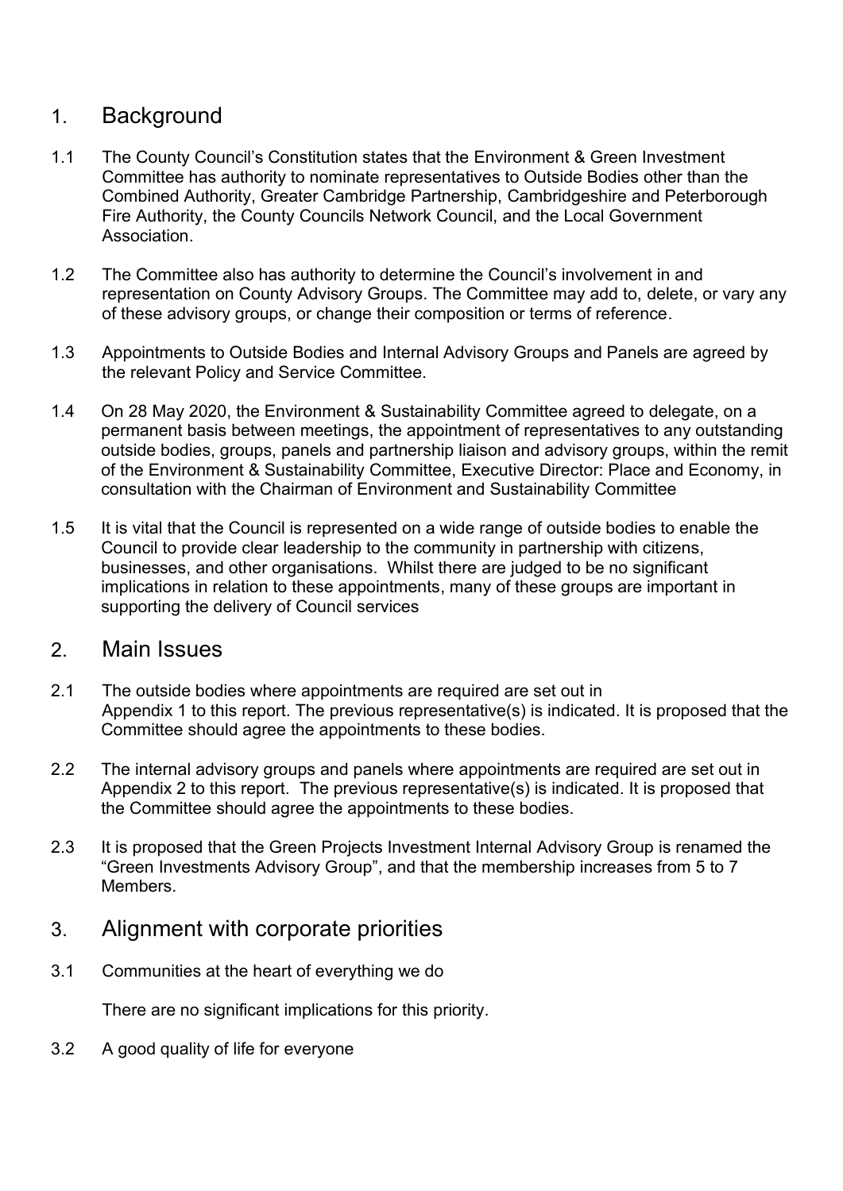## 1. Background

1.1 The County Council's Constitution states that the Environment & Green Investment Committee has authority to nominate representatives to Outside Bodies other than the Combined Authority, Greater Cambridge Partnership, Cambridgeshire and Peterborough Fire Authority, the County Councils Network Council, and the Local Government Association.

1.2 The Committee also has authority to determine the Council's involvement in and representation on County Advisory Groups. The Committee may add to, delete, or vary any of these advisory groups, or change their composition or terms of reference.

1.3 Appointments to Outside Bodies and Internal Advisory Groups and Panels are agreed by the relevant Policy and Service Committee.

1.4 On 28 May 2020, the Environment & Sustainability Committee agreed to delegate, on a permanent basis between meetings, the appointment of representatives to any outstanding outside bodies, groups, panels and partnership liaison and advisory groups, within the remit of the Environment & Sustainability Committee, Executive Director: Place and Economy, in consultation with the Chairman of Environment and Sustainability Committee

1.5 It is vital that the Council is represented on a wide range of outside bodies to enable the Council to provide clear leadership to the community in partnership with citizens, businesses, and other organisations. Whilst there are judged to be no significant implications in relation to these appointments, many of these groups are important in supporting the delivery of Council services

## 2. Main Issues

2.1 The outside bodies where appointments are required are set out in Appendix 1 to this report. The previous representative(s) is indicated. It is proposed that the Committee should agree the appointments to these bodies.

2.2 The internal advisory groups and panels where appointments are required are set out in Appendix 2 to this report. The previous representative(s) is indicated. It is proposed that the Committee should agree the appointments to these bodies.

2.3 It is proposed that the Green Projects Investment Internal Advisory Group is renamed the "Green Investments Advisory Group", and that the membership increases from 5 to 7 Members.

## 3. Alignment with corporate priorities

3.1 Communities at the heart of everything we do

There are no significant implications for this priority.

3.2 A good quality of life for everyone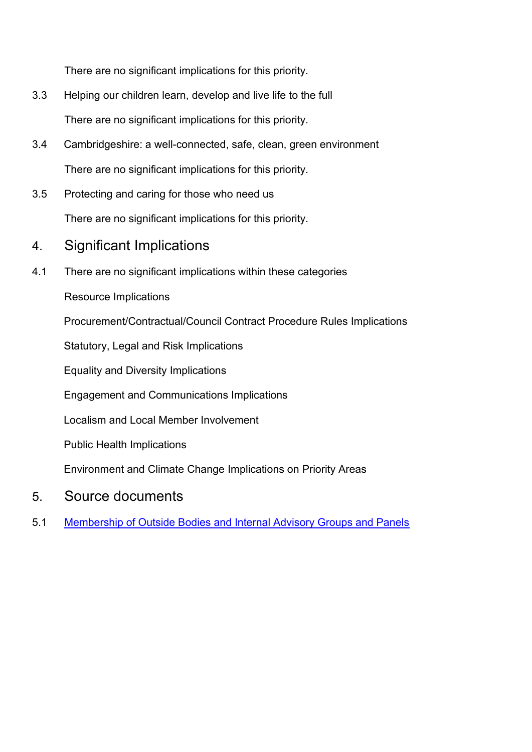There are no significant implications for this priority.

3.3 Helping our children learn, develop and live life to the full

There are no significant implications for this priority.

3.4 Cambridgeshire: a well-connected, safe, clean, green environment

There are no significant implications for this priority.

3.5 Protecting and caring for those who need us

There are no significant implications for this priority.

## 4. Significant Implications

4.1 There are no significant implications within these categories

Resource Implications

Procurement/Contractual/Council Contract Procedure Rules Implications

Statutory, Legal and Risk Implications

Equality and Diversity Implications

Engagement and Communications Implications

Localism and Local Member Involvement

Public Health Implications

Environment and Climate Change Implications on Priority Areas

## 5. Source documents

5.1 [Membership of Outside Bodies and Internal Advisory Groups and Panels]